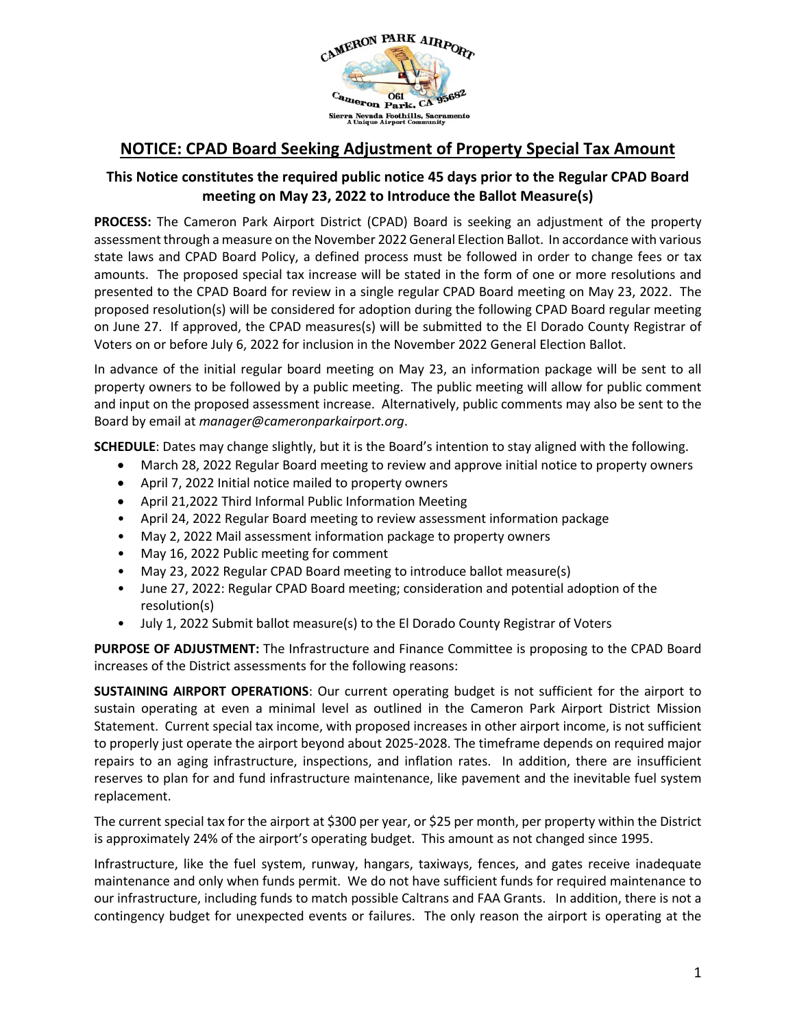# NOTICE: CPAD Board Seeking Adjustment of Property Special Tax Amount

### This Notice constitutes the required public notice 45 days prior to the Regular CPAD Board meeting on May 23, 2022 to Introduce the Ballot Measure(s)

**PROCESS:** The Cameron Park Airport District (CPAD) Board is seeking an adjustment of the property assessment through a measure on the November 2022 General Election Ballot. In accordance with various state laws and CPAD Board Policy, a defined process must be followed in order to change fees or tax amounts. The proposed special tax increase will be stated in the form of one or more resolutions and presented to the CPAD Board for review in a single regular CPAD Board meeting on May 23, 2022. The proposed resolution(s) will be considered for adoption during the following CPAD Board regular meeting on June 27. If approved, the CPAD measures(s) will be submitted to the El Dorado County Registrar of Voters on or before July 6, 2022 for inclusion in the November 2022 General Election Ballot.

In advance of the initial regular board meeting on May 23, an information package will be sent to all property owners to be followed by a public meeting. The public meeting will allow for public comment and input on the proposed assessment increase. Alternatively, public comments may also be sent to the Board by email at *manager@cameronparkairport.org*.

**SCHEDULE**: Dates may change slightly, but it is the Board's intention to stay aligned with the following.

- March 28, 2022 Regular Board meeting to review and approve initial notice to property owners
- April 7, 2022 Initial notice mailed to property owners
- April 21,2022 Third Informal Public Information Meeting
- April 24, 2022 Regular Board meeting to review assessment information package
- May 2, 2022 Mail assessment information package to property owners
- May 16, 2022 Public meeting for comment
- May 23, 2022 Regular CPAD Board meeting to introduce ballot measure(s)
- June 27, 2022: Regular CPAD Board meeting; consideration and potential adoption of the resolution(s)
- July 1, 2022 Submit ballot measure(s) to the El Dorado County Registrar of Voters

**PURPOSE OF ADJUSTMENT:** The Infrastructure and Finance Committee is proposing to the CPAD Board increases of the District assessments for the following reasons:

**SUSTAINING AIRPORT OPERATIONS**: Our current operating budget is not sufficient for the airport to sustain operating at even a minimal level as outlined in the Cameron Park Airport District Mission Statement. Current special tax income, with proposed increases in other airport income, is not sufficient to properly just operate the airport beyond about 2025-2028. The timeframe depends on required major repairs to an aging infrastructure, inspections, and inflation rates. In addition, there are insufficient reserves to plan for and fund infrastructure maintenance, like pavement and the inevitable fuel system replacement.

The current special tax for the airport at $300 per year, or $25 per month, per property within the District is approximately 24% of the airport's operating budget. This amount as not changed since 1995.

Infrastructure, like the fuel system, runway, hangars, taxiways, fences, and gates receive inadequate maintenance and only when funds permit. We do not have sufficient funds for required maintenance to our infrastructure, including funds to match possible Caltrans and FAA Grants. In addition, there is not a contingency budget for unexpected events or failures. The only reason the airport is operating at the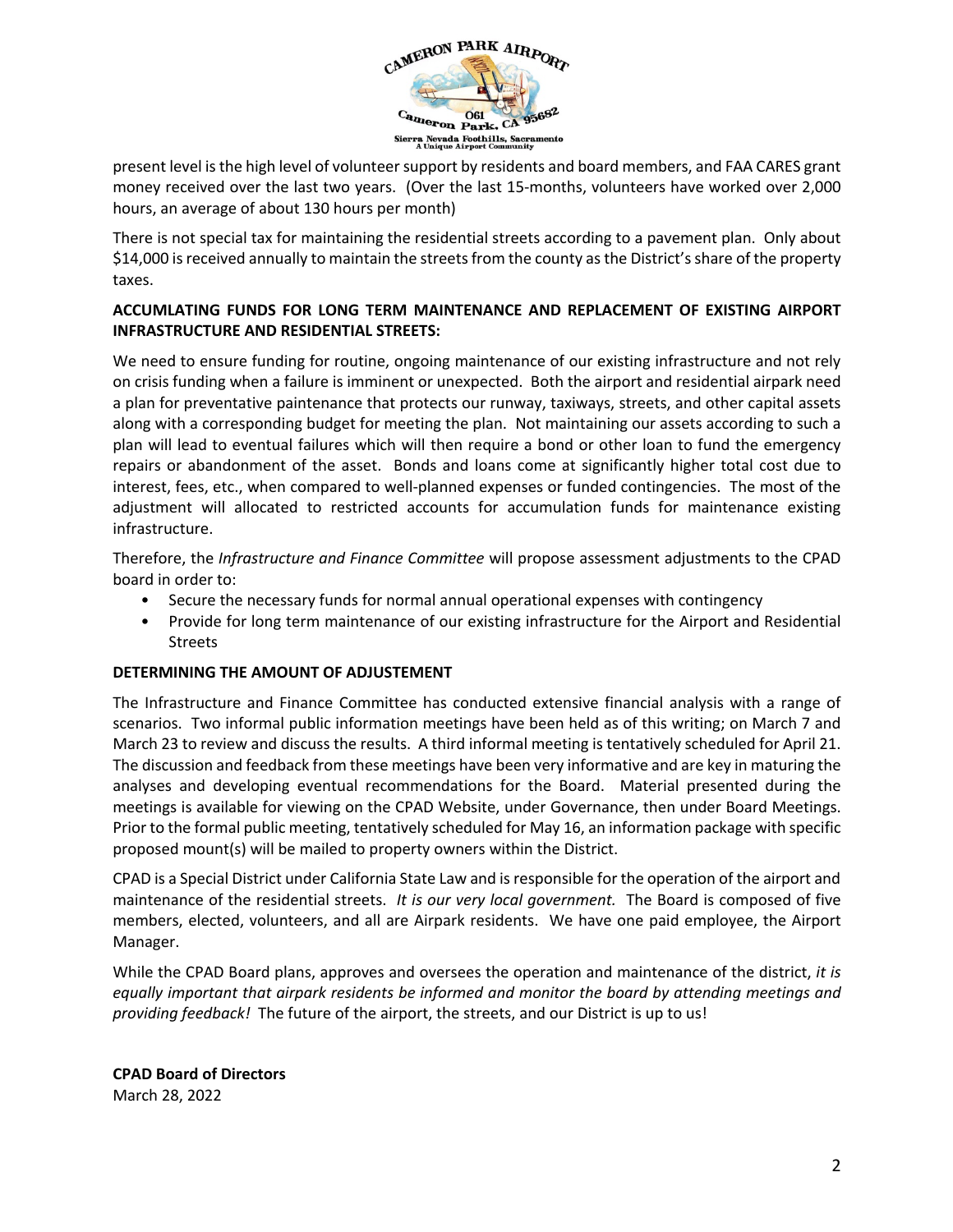present level is the high level of volunteer support by residents and board members, and FAA CARES grant money received over the last two years. (Over the last 15-months, volunteers have worked over 2,000 hours, an average of about 130 hours per month)

There is not special tax for maintaining the residential streets according to a pavement plan. Only about $14,000 is received annually to maintain the streets from the county as the District's share of the property taxes.

**ACCUMLATING FUNDS FOR LONG TERM MAINTENANCE AND REPLACEMENT OF EXISTING AIRPORT INFRASTRUCTURE AND RESIDENTIAL STREETS:**

We need to ensure funding for routine, ongoing maintenance of our existing infrastructure and not rely on crisis funding when a failure is imminent or unexpected. Both the airport and residential airpark need a plan for preventative paintenance that protects our runway, taxiways, streets, and other capital assets along with a corresponding budget for meeting the plan. Not maintaining our assets according to such a plan will lead to eventual failures which will then require a bond or other loan to fund the emergency repairs or abandonment of the asset. Bonds and loans come at significantly higher total cost due to interest, fees, etc., when compared to well-planned expenses or funded contingencies. The most of the adjustment will allocated to restricted accounts for accumulation funds for maintenance existing infrastructure.

Therefore, the *Infrastructure and Finance Committee* will propose assessment adjustments to the CPAD board in order to:

- Secure the necessary funds for normal annual operational expenses with contingency
- Provide for long term maintenance of our existing infrastructure for the Airport and Residential Streets

**DETERMINING THE AMOUNT OF ADJUSTEMENT**

The Infrastructure and Finance Committee has conducted extensive financial analysis with a range of scenarios. Two informal public information meetings have been held as of this writing; on March 7 and March 23 to review and discuss the results. A third informal meeting is tentatively scheduled for April 21. The discussion and feedback from these meetings have been very informative and are key in maturing the analyses and developing eventual recommendations for the Board. Material presented during the meetings is available for viewing on the CPAD Website, under Governance, then under Board Meetings. Prior to the formal public meeting, tentatively scheduled for May 16, an information package with specific proposed mount(s) will be mailed to property owners within the District.

CPAD is a Special District under California State Law and is responsible for the operation of the airport and maintenance of the residential streets. *It is our very local government.* The Board is composed of five members, elected, volunteers, and all are Airpark residents. We have one paid employee, the Airport Manager.

While the CPAD Board plans, approves and oversees the operation and maintenance of the district, *it is equally important that airpark residents be informed and monitor the board by attending meetings and providing feedback!* The future of the airport, the streets, and our District is up to us!

**CPAD Board of Directors**
March 28, 2022